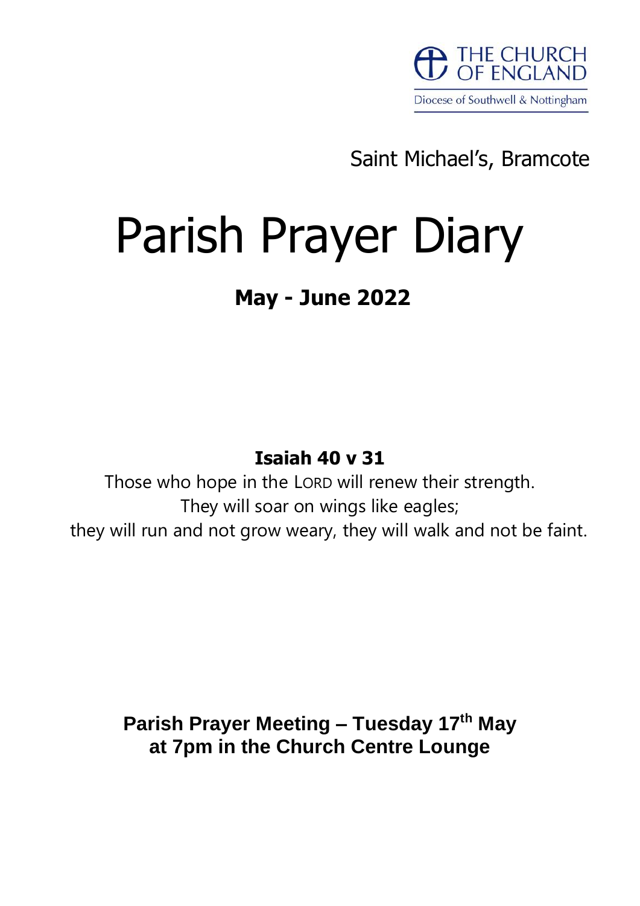THE CHURCH OF ENGLAND

Diocese of Southwell & Nottingham

Saint Michael's, Bramcote

# Parish Prayer Diary

## May - June 2022

**Isaiah 40 v 31**

Those who hope in the LORD will renew their strength.
They will soar on wings like eagles;
they will run and not grow weary, they will walk and not be faint.

**Parish Prayer Meeting – Tuesday 17th May at 7pm in the Church Centre Lounge**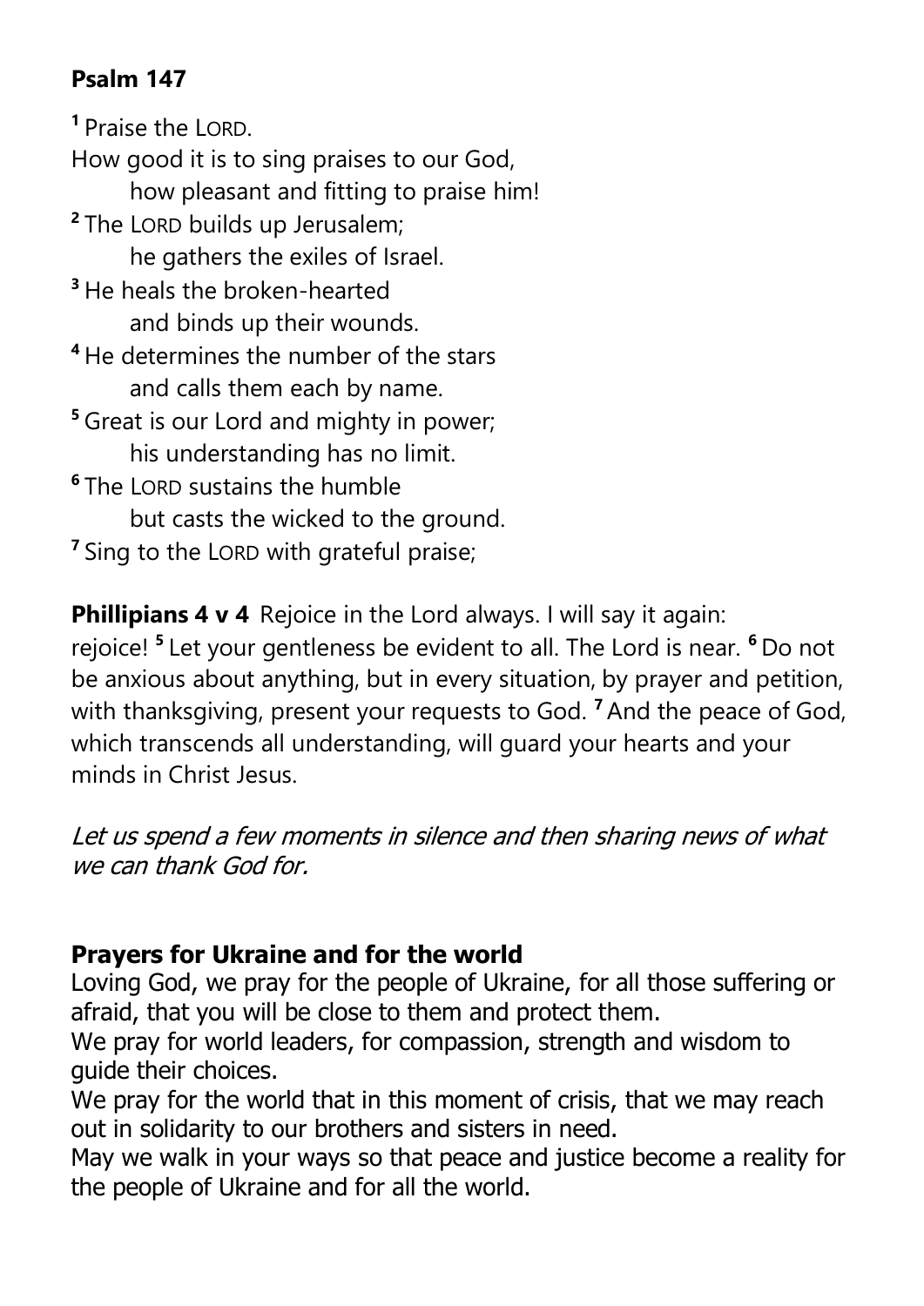**Psalm 147**

[1] Praise the LORD.
How good it is to sing praises to our God,
    how pleasant and fitting to praise him!
[2] The LORD builds up Jerusalem;
    he gathers the exiles of Israel.
[3] He heals the broken-hearted
    and binds up their wounds.
[4] He determines the number of the stars
    and calls them each by name.
[5] Great is our Lord and mighty in power;
    his understanding has no limit.
[6] The LORD sustains the humble
    but casts the wicked to the ground.
[7] Sing to the LORD with grateful praise;

**Phillipians 4 v 4** Rejoice in the Lord always. I will say it again: rejoice! [5] Let your gentleness be evident to all. The Lord is near. [6] Do not be anxious about anything, but in every situation, by prayer and petition, with thanksgiving, present your requests to God. [7] And the peace of God, which transcends all understanding, will guard your hearts and your minds in Christ Jesus.

*Let us spend a few moments in silence and then sharing news of what we can thank God for.*

**Prayers for Ukraine and for the world**

Loving God, we pray for the people of Ukraine, for all those suffering or afraid, that you will be close to them and protect them.
We pray for world leaders, for compassion, strength and wisdom to guide their choices.
We pray for the world that in this moment of crisis, that we may reach out in solidarity to our brothers and sisters in need.
May we walk in your ways so that peace and justice become a reality for the people of Ukraine and for all the world.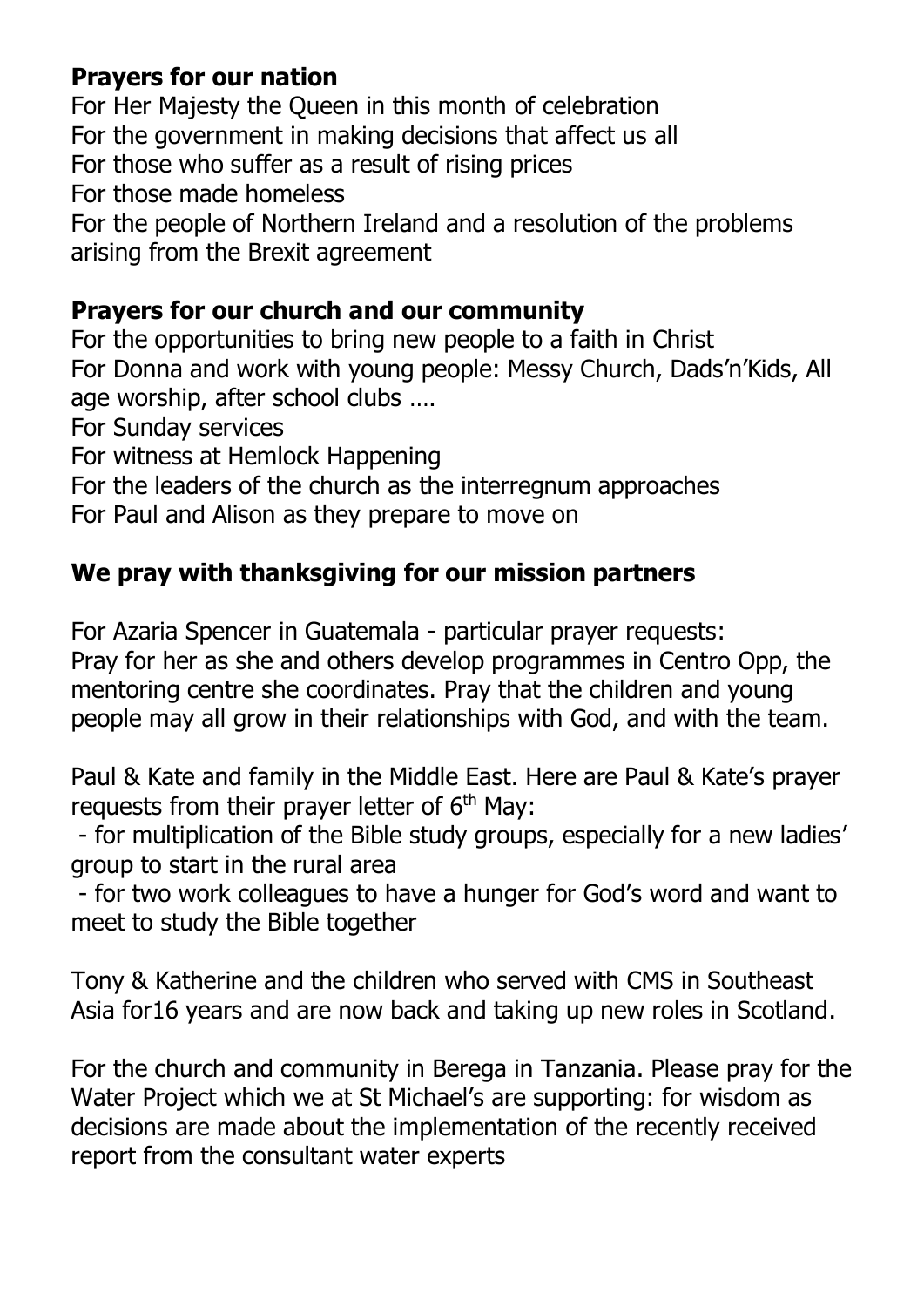**Prayers for our nation**

For Her Majesty the Queen in this month of celebration
For the government in making decisions that affect us all
For those who suffer as a result of rising prices
For those made homeless
For the people of Northern Ireland and a resolution of the problems arising from the Brexit agreement

**Prayers for our church and our community**

For the opportunities to bring new people to a faith in Christ
For Donna and work with young people: Messy Church, Dads'n'Kids, All age worship, after school clubs ….
For Sunday services
For witness at Hemlock Happening
For the leaders of the church as the interregnum approaches
For Paul and Alison as they prepare to move on

**We pray with thanksgiving for our mission partners**

For Azaria Spencer in Guatemala - particular prayer requests:
Pray for her as she and others develop programmes in Centro Opp, the mentoring centre she coordinates. Pray that the children and young people may all grow in their relationships with God, and with the team.

Paul & Kate and family in the Middle East. Here are Paul & Kate's prayer requests from their prayer letter of 6th May:

- for multiplication of the Bible study groups, especially for a new ladies' group to start in the rural area
- for two work colleagues to have a hunger for God's word and want to meet to study the Bible together

Tony & Katherine and the children who served with CMS in Southeast Asia for16 years and are now back and taking up new roles in Scotland.

For the church and community in Berega in Tanzania. Please pray for the Water Project which we at St Michael's are supporting: for wisdom as decisions are made about the implementation of the recently received report from the consultant water experts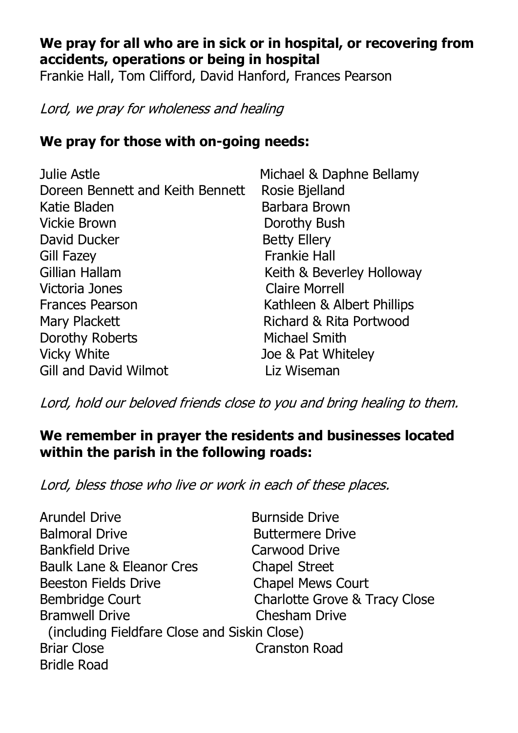**We pray for all who are in sick or in hospital, or recovering from accidents, operations or being in hospital**

Frankie Hall, Tom Clifford, David Hanford, Frances Pearson

*Lord, we pray for wholeness and healing*

**We pray for those with on-going needs:**

Julie Astle
Michael & Daphne Bellamy
Doreen Bennett and Keith Bennett
Rosie Bjelland
Katie Bladen
Barbara Brown
Vickie Brown
Dorothy Bush
David Ducker
Betty Ellery
Gill Fazey
Frankie Hall
Gillian Hallam
Keith & Beverley Holloway
Victoria Jones
Claire Morrell
Frances Pearson
Kathleen & Albert Phillips
Mary Plackett
Richard & Rita Portwood
Dorothy Roberts
Michael Smith
Vicky White
Joe & Pat Whiteley
Gill and David Wilmot
Liz Wiseman

*Lord, hold our beloved friends close to you and bring healing to them.*

**We remember in prayer the residents and businesses located within the parish in the following roads:**

*Lord, bless those who live or work in each of these places.*

Arundel Drive
Balmoral Drive
Bankfield Drive
Baulk Lane & Eleanor Cres
Beeston Fields Drive
Bembridge Court
Bramwell Drive
(including Fieldfare Close and Siskin Close)
Briar Close
Bridle Road
Burnside Drive
Buttermere Drive
Carwood Drive
Chapel Street
Chapel Mews Court
Charlotte Grove & Tracy Close
Chesham Drive
Cranston Road